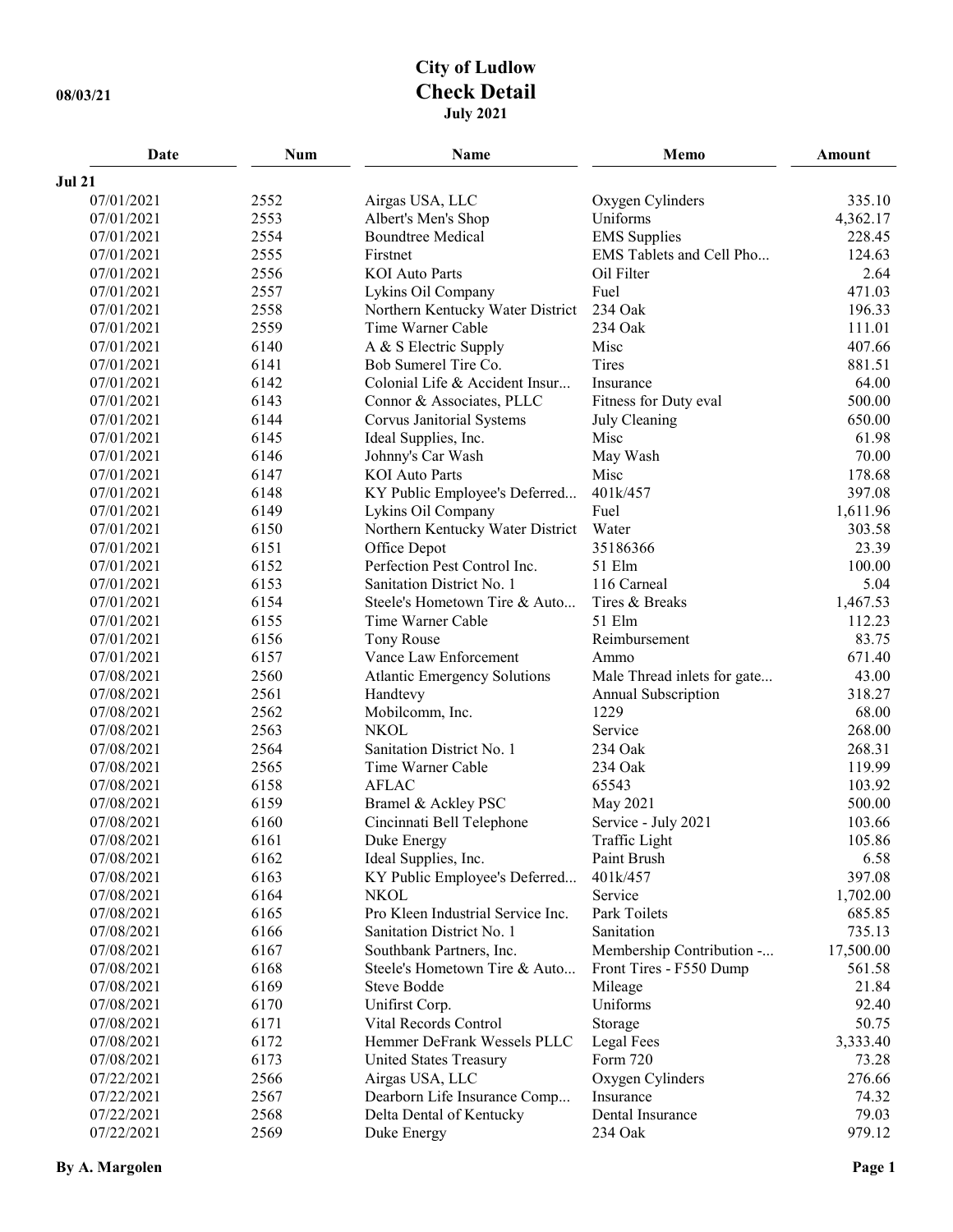# City of Ludlow

## Check Detail

**July 2021**

08/03/21

| Date | Num | Name | Memo | Amount |
|---|---|---|---|---|
| **Jul 21** | | | | |
| 07/01/2021 | 2552 | Airgas USA, LLC | Oxygen Cylinders | 335.10 |
| 07/01/2021 | 2553 | Albert's Men's Shop | Uniforms | 4,362.17 |
| 07/01/2021 | 2554 | Boundtree Medical | EMS Supplies | 228.45 |
| 07/01/2021 | 2555 | Firstnet | EMS Tablets and Cell Pho... | 124.63 |
| 07/01/2021 | 2556 | KOI Auto Parts | Oil Filter | 2.64 |
| 07/01/2021 | 2557 | Lykins Oil Company | Fuel | 471.03 |
| 07/01/2021 | 2558 | Northern Kentucky Water District | 234 Oak | 196.33 |
| 07/01/2021 | 2559 | Time Warner Cable | 234 Oak | 111.01 |
| 07/01/2021 | 6140 | A & S Electric Supply | Misc | 407.66 |
| 07/01/2021 | 6141 | Bob Sumerel Tire Co. | Tires | 881.51 |
| 07/01/2021 | 6142 | Colonial Life & Accident Insur... | Insurance | 64.00 |
| 07/01/2021 | 6143 | Connor & Associates, PLLC | Fitness for Duty eval | 500.00 |
| 07/01/2021 | 6144 | Corvus Janitorial Systems | July Cleaning | 650.00 |
| 07/01/2021 | 6145 | Ideal Supplies, Inc. | Misc | 61.98 |
| 07/01/2021 | 6146 | Johnny's Car Wash | May Wash | 70.00 |
| 07/01/2021 | 6147 | KOI Auto Parts | Misc | 178.68 |
| 07/01/2021 | 6148 | KY Public Employee's Deferred... | 401k/457 | 397.08 |
| 07/01/2021 | 6149 | Lykins Oil Company | Fuel | 1,611.96 |
| 07/01/2021 | 6150 | Northern Kentucky Water District | Water | 303.58 |
| 07/01/2021 | 6151 | Office Depot | 35186366 | 23.39 |
| 07/01/2021 | 6152 | Perfection Pest Control Inc. | 51 Elm | 100.00 |
| 07/01/2021 | 6153 | Sanitation District No. 1 | 116 Carneal | 5.04 |
| 07/01/2021 | 6154 | Steele's Hometown Tire & Auto... | Tires & Breaks | 1,467.53 |
| 07/01/2021 | 6155 | Time Warner Cable | 51 Elm | 112.23 |
| 07/01/2021 | 6156 | Tony Rouse | Reimbursement | 83.75 |
| 07/01/2021 | 6157 | Vance Law Enforcement | Ammo | 671.40 |
| 07/08/2021 | 2560 | Atlantic Emergency Solutions | Male Thread inlets for gate... | 43.00 |
| 07/08/2021 | 2561 | Handtevy | Annual Subscription | 318.27 |
| 07/08/2021 | 2562 | Mobilcomm, Inc. | 1229 | 68.00 |
| 07/08/2021 | 2563 | NKOL | Service | 268.00 |
| 07/08/2021 | 2564 | Sanitation District No. 1 | 234 Oak | 268.31 |
| 07/08/2021 | 2565 | Time Warner Cable | 234 Oak | 119.99 |
| 07/08/2021 | 6158 | AFLAC | 65543 | 103.92 |
| 07/08/2021 | 6159 | Bramel & Ackley PSC | May 2021 | 500.00 |
| 07/08/2021 | 6160 | Cincinnati Bell Telephone | Service - July 2021 | 103.66 |
| 07/08/2021 | 6161 | Duke Energy | Traffic Light | 105.86 |
| 07/08/2021 | 6162 | Ideal Supplies, Inc. | Paint Brush | 6.58 |
| 07/08/2021 | 6163 | KY Public Employee's Deferred... | 401k/457 | 397.08 |
| 07/08/2021 | 6164 | NKOL | Service | 1,702.00 |
| 07/08/2021 | 6165 | Pro Kleen Industrial Service Inc. | Park Toilets | 685.85 |
| 07/08/2021 | 6166 | Sanitation District No. 1 | Sanitation | 735.13 |
| 07/08/2021 | 6167 | Southbank Partners, Inc. | Membership Contribution -... | 17,500.00 |
| 07/08/2021 | 6168 | Steele's Hometown Tire & Auto... | Front Tires - F550 Dump | 561.58 |
| 07/08/2021 | 6169 | Steve Bodde | Mileage | 21.84 |
| 07/08/2021 | 6170 | Unifirst Corp. | Uniforms | 92.40 |
| 07/08/2021 | 6171 | Vital Records Control | Storage | 50.75 |
| 07/08/2021 | 6172 | Hemmer DeFrank Wessels PLLC | Legal Fees | 3,333.40 |
| 07/08/2021 | 6173 | United States Treasury | Form 720 | 73.28 |
| 07/22/2021 | 2566 | Airgas USA, LLC | Oxygen Cylinders | 276.66 |
| 07/22/2021 | 2567 | Dearborn Life Insurance Comp... | Insurance | 74.32 |
| 07/22/2021 | 2568 | Delta Dental of Kentucky | Dental Insurance | 79.03 |
| 07/22/2021 | 2569 | Duke Energy | 234 Oak | 979.12 |

By A. Margolen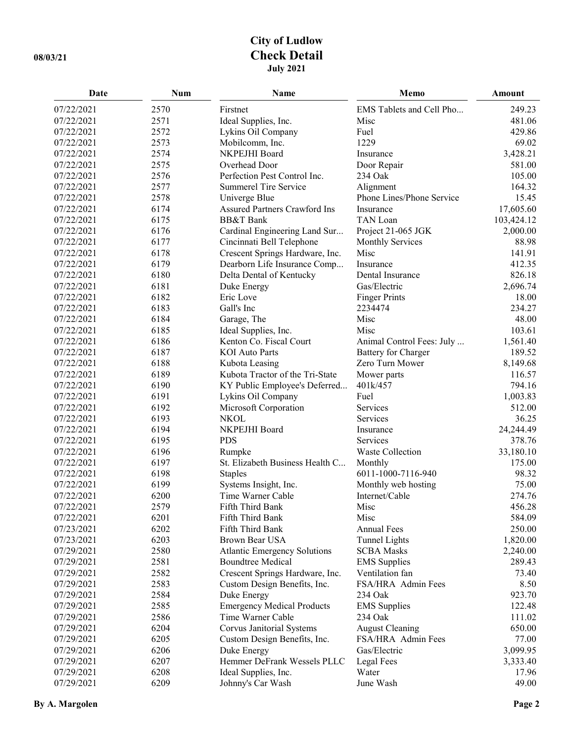# City of Ludlow
## Check Detail
### July 2021

08/03/21

| Date | Num | Name | Memo | Amount |
|---|---|---|---|---|
| 07/22/2021 | 2570 | Firstnet | EMS Tablets and Cell Pho... | 249.23 |
| 07/22/2021 | 2571 | Ideal Supplies, Inc. | Misc | 481.06 |
| 07/22/2021 | 2572 | Lykins Oil Company | Fuel | 429.86 |
| 07/22/2021 | 2573 | Mobilcomm, Inc. | 1229 | 69.02 |
| 07/22/2021 | 2574 | NKPEJHI Board | Insurance | 3,428.21 |
| 07/22/2021 | 2575 | Overhead Door | Door Repair | 581.00 |
| 07/22/2021 | 2576 | Perfection Pest Control Inc. | 234 Oak | 105.00 |
| 07/22/2021 | 2577 | Summerel Tire Service | Alignment | 164.32 |
| 07/22/2021 | 2578 | Univerge Blue | Phone Lines/Phone Service | 15.45 |
| 07/22/2021 | 6174 | Assured Partners Crawford Ins | Insurance | 17,605.60 |
| 07/22/2021 | 6175 | BB&T Bank | TAN Loan | 103,424.12 |
| 07/22/2021 | 6176 | Cardinal Engineering Land Sur... | Project 21-065 JGK | 2,000.00 |
| 07/22/2021 | 6177 | Cincinnati Bell Telephone | Monthly Services | 88.98 |
| 07/22/2021 | 6178 | Crescent Springs Hardware, Inc. | Misc | 141.91 |
| 07/22/2021 | 6179 | Dearborn Life Insurance Comp... | Insurance | 412.35 |
| 07/22/2021 | 6180 | Delta Dental of Kentucky | Dental Insurance | 826.18 |
| 07/22/2021 | 6181 | Duke Energy | Gas/Electric | 2,696.74 |
| 07/22/2021 | 6182 | Eric Love | Finger Prints | 18.00 |
| 07/22/2021 | 6183 | Gall's Inc | 2234474 | 234.27 |
| 07/22/2021 | 6184 | Garage, The | Misc | 48.00 |
| 07/22/2021 | 6185 | Ideal Supplies, Inc. | Misc | 103.61 |
| 07/22/2021 | 6186 | Kenton Co. Fiscal Court | Animal Control Fees: July ... | 1,561.40 |
| 07/22/2021 | 6187 | KOI Auto Parts | Battery for Charger | 189.52 |
| 07/22/2021 | 6188 | Kubota Leasing | Zero Turn Mower | 8,149.68 |
| 07/22/2021 | 6189 | Kubota Tractor of the Tri-State | Mower parts | 116.57 |
| 07/22/2021 | 6190 | KY Public Employee's Deferred... | 401k/457 | 794.16 |
| 07/22/2021 | 6191 | Lykins Oil Company | Fuel | 1,003.83 |
| 07/22/2021 | 6192 | Microsoft Corporation | Services | 512.00 |
| 07/22/2021 | 6193 | NKOL | Services | 36.25 |
| 07/22/2021 | 6194 | NKPEJHI Board | Insurance | 24,244.49 |
| 07/22/2021 | 6195 | PDS | Services | 378.76 |
| 07/22/2021 | 6196 | Rumpke | Waste Collection | 33,180.10 |
| 07/22/2021 | 6197 | St. Elizabeth Business Health C... | Monthly | 175.00 |
| 07/22/2021 | 6198 | Staples | 6011-1000-7116-940 | 98.32 |
| 07/22/2021 | 6199 | Systems Insight, Inc. | Monthly web hosting | 75.00 |
| 07/22/2021 | 6200 | Time Warner Cable | Internet/Cable | 274.76 |
| 07/22/2021 | 2579 | Fifth Third Bank | Misc | 456.28 |
| 07/22/2021 | 6201 | Fifth Third Bank | Misc | 584.09 |
| 07/23/2021 | 6202 | Fifth Third Bank | Annual Fees | 250.00 |
| 07/23/2021 | 6203 | Brown Bear USA | Tunnel Lights | 1,820.00 |
| 07/29/2021 | 2580 | Atlantic Emergency Solutions | SCBA Masks | 2,240.00 |
| 07/29/2021 | 2581 | Boundtree Medical | EMS Supplies | 289.43 |
| 07/29/2021 | 2582 | Crescent Springs Hardware, Inc. | Ventilation fan | 73.40 |
| 07/29/2021 | 2583 | Custom Design Benefits, Inc. | FSA/HRA Admin Fees | 8.50 |
| 07/29/2021 | 2584 | Duke Energy | 234 Oak | 923.70 |
| 07/29/2021 | 2585 | Emergency Medical Products | EMS Supplies | 122.48 |
| 07/29/2021 | 2586 | Time Warner Cable | 234 Oak | 111.02 |
| 07/29/2021 | 6204 | Corvus Janitorial Systems | August Cleaning | 650.00 |
| 07/29/2021 | 6205 | Custom Design Benefits, Inc. | FSA/HRA Admin Fees | 77.00 |
| 07/29/2021 | 6206 | Duke Energy | Gas/Electric | 3,099.95 |
| 07/29/2021 | 6207 | Hemmer DeFrank Wessels PLLC | Legal Fees | 3,333.40 |
| 07/29/2021 | 6208 | Ideal Supplies, Inc. | Water | 17.96 |
| 07/29/2021 | 6209 | Johnny's Car Wash | June Wash | 49.00 |

By A. Margolen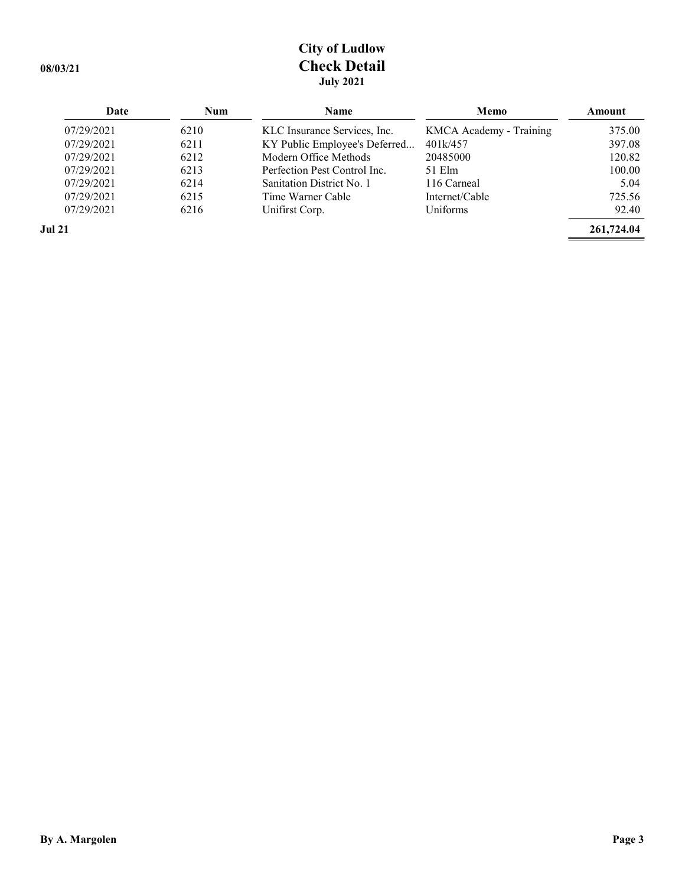# City of Ludlow
## Check Detail
### July 2021

08/03/21

| Date | Num | Name | Memo | Amount |
|---|---|---|---|---|
| 07/29/2021 | 6210 | KLC Insurance Services, Inc. | KMCA Academy - Training | 375.00 |
| 07/29/2021 | 6211 | KY Public Employee's Deferred... | 401k/457 | 397.08 |
| 07/29/2021 | 6212 | Modern Office Methods | 20485000 | 120.82 |
| 07/29/2021 | 6213 | Perfection Pest Control Inc. | 51 Elm | 100.00 |
| 07/29/2021 | 6214 | Sanitation District No. 1 | 116 Carneal | 5.04 |
| 07/29/2021 | 6215 | Time Warner Cable | Internet/Cable | 725.56 |
| 07/29/2021 | 6216 | Unifirst Corp. | Uniforms | 92.40 |
| **Jul 21** | | | | **261,724.04** |

**By A. Margolen**